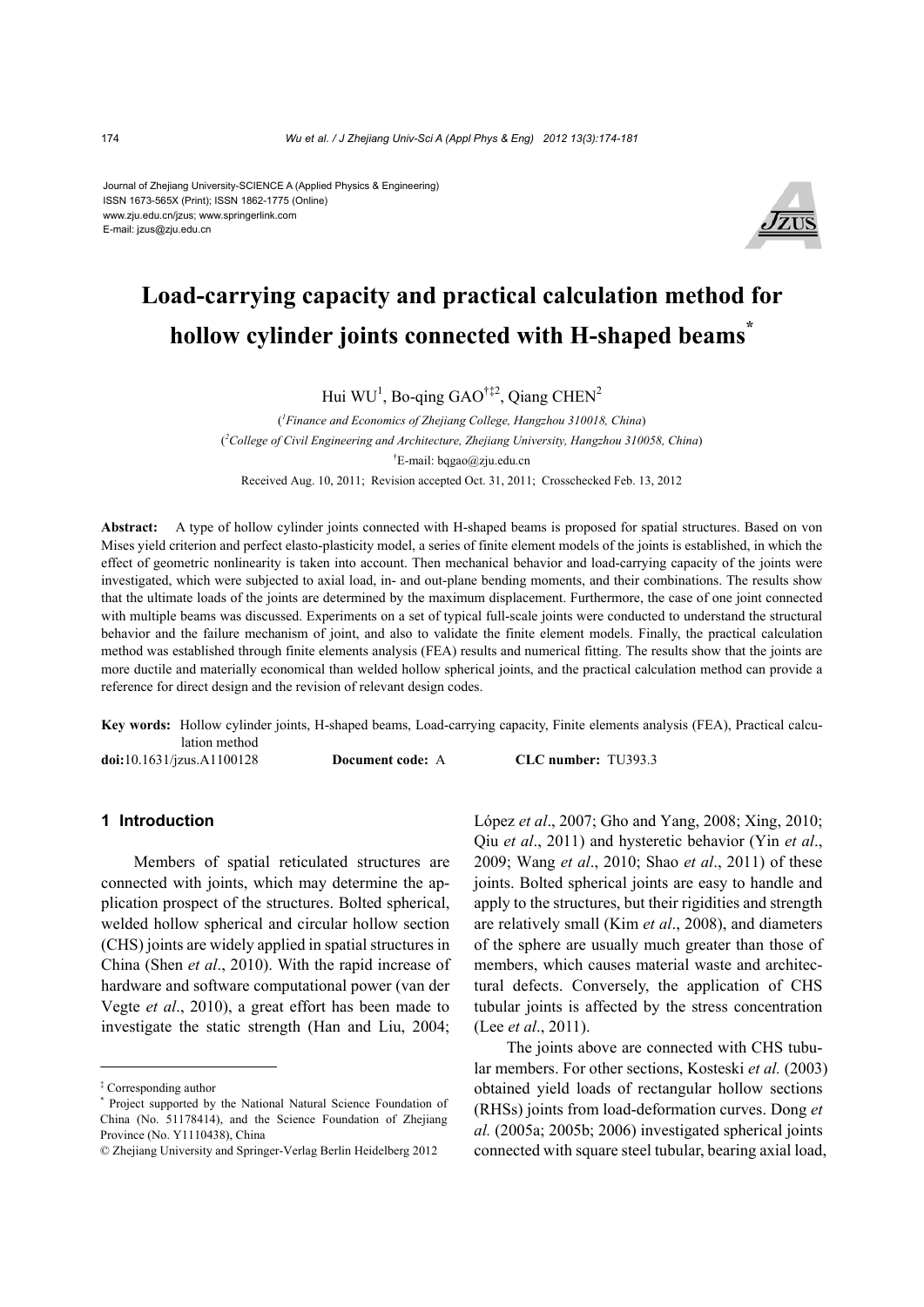Journal of Zhejiang University-SCIENCE A (Applied Physics & Engineering)
ISSN 1673-565X (Print); ISSN 1862-1775 (Online)
www.zju.edu.cn/jzus; www.springerlink.com
E-mail: jzus@zju.edu.cn

# Load-carrying capacity and practical calculation method for hollow cylinder joints connected with H-shaped beams*

Hui WU[1], Bo-qing GAO[†‡2], Qiang CHEN[2]

([1]*Finance and Economics of Zhejiang College, Hangzhou 310018, China*)

([2]*College of Civil Engineering and Architecture, Zhejiang University, Hangzhou 310058, China*)

[†]E-mail: bqgao@zju.edu.cn

Received Aug. 10, 2011; Revision accepted Oct. 31, 2011; Crosschecked Feb. 13, 2012

**Abstract:** A type of hollow cylinder joints connected with H-shaped beams is proposed for spatial structures. Based on von Mises yield criterion and perfect elasto-plasticity model, a series of finite element models of the joints is established, in which the effect of geometric nonlinearity is taken into account. Then mechanical behavior and load-carrying capacity of the joints were investigated, which were subjected to axial load, in- and out-plane bending moments, and their combinations. The results show that the ultimate loads of the joints are determined by the maximum displacement. Furthermore, the case of one joint connected with multiple beams was discussed. Experiments on a set of typical full-scale joints were conducted to understand the structural behavior and the failure mechanism of joint, and also to validate the finite element models. Finally, the practical calculation method was established through finite elements analysis (FEA) results and numerical fitting. The results show that the joints are more ductile and materially economical than welded hollow spherical joints, and the practical calculation method can provide a reference for direct design and the revision of relevant design codes.

**Key words:** Hollow cylinder joints, H-shaped beams, Load-carrying capacity, Finite elements analysis (FEA), Practical calculation method

**doi:**10.1631/jzus.A1100128 **Document code:** A **CLC number:** TU393.3

## 1 Introduction

Members of spatial reticulated structures are connected with joints, which may determine the application prospect of the structures. Bolted spherical, welded hollow spherical and circular hollow section (CHS) joints are widely applied in spatial structures in China (Shen *et al*., 2010). With the rapid increase of hardware and software computational power (van der Vegte *et al*., 2010), a great effort has been made to investigate the static strength (Han and Liu, 2004; López *et al*., 2007; Gho and Yang, 2008; Xing, 2010; Qiu *et al*., 2011) and hysteretic behavior (Yin *et al*., 2009; Wang *et al*., 2010; Shao *et al*., 2011) of these joints. Bolted spherical joints are easy to handle and apply to the structures, but their rigidities and strength are relatively small (Kim *et al*., 2008), and diameters of the sphere are usually much greater than those of members, which causes material waste and architectural defects. Conversely, the application of CHS tubular joints is affected by the stress concentration (Lee *et al*., 2011).

The joints above are connected with CHS tubular members. For other sections, Kosteski *et al.* (2003) obtained yield loads of rectangular hollow sections (RHSs) joints from load-deformation curves. Dong *et al.* (2005a; 2005b; 2006) investigated spherical joints connected with square steel tubular, bearing axial load,

---

‡ Corresponding author

\* Project supported by the National Natural Science Foundation of China (No. 51178414), and the Science Foundation of Zhejiang Province (No. Y1110438), China

© Zhejiang University and Springer-Verlag Berlin Heidelberg 2012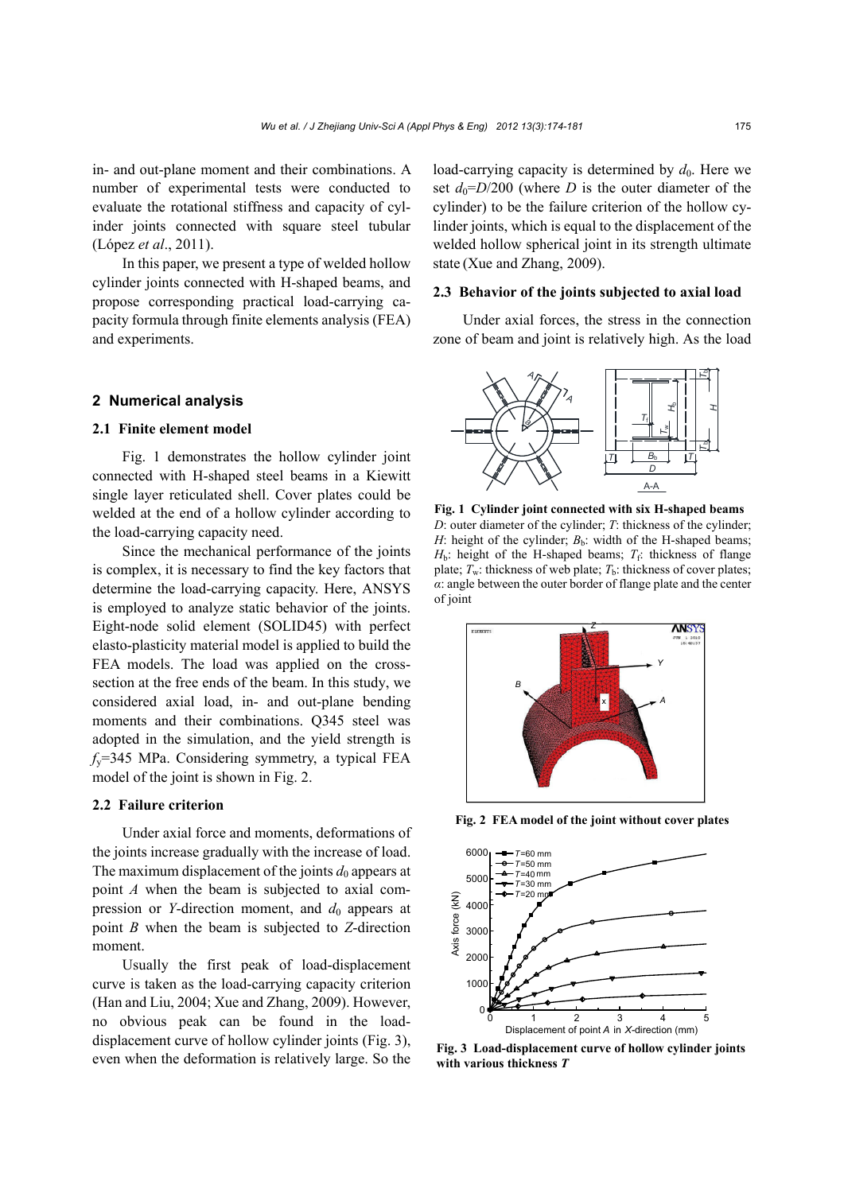in- and out-plane moment and their combinations. A number of experimental tests were conducted to evaluate the rotational stiffness and capacity of cylinder joints connected with square steel tubular (López *et al*., 2011).

In this paper, we present a type of welded hollow cylinder joints connected with H-shaped beams, and propose corresponding practical load-carrying capacity formula through finite elements analysis (FEA) and experiments.

## 2 Numerical analysis

### 2.1 Finite element model

Fig. 1 demonstrates the hollow cylinder joint connected with H-shaped steel beams in a Kiewitt single layer reticulated shell. Cover plates could be welded at the end of a hollow cylinder according to the load-carrying capacity need.

Since the mechanical performance of the joints is complex, it is necessary to find the key factors that determine the load-carrying capacity. Here, ANSYS is employed to analyze static behavior of the joints. Eight-node solid element (SOLID45) with perfect elasto-plasticity material model is applied to build the FEA models. The load was applied on the cross-section at the free ends of the beam. In this study, we considered axial load, in- and out-plane bending moments and their combinations. Q345 steel was adopted in the simulation, and the yield strength is $f_y$=345 MPa. Considering symmetry, a typical FEA model of the joint is shown in Fig. 2.

### 2.2 Failure criterion

Under axial force and moments, deformations of the joints increase gradually with the increase of load. The maximum displacement of the joints $d_0$ appears at point *A* when the beam is subjected to axial compression or *Y*-direction moment, and $d_0$ appears at point *B* when the beam is subjected to *Z*-direction moment.

Usually the first peak of load-displacement curve is taken as the load-carrying capacity criterion (Han and Liu, 2004; Xue and Zhang, 2009). However, no obvious peak can be found in the load-displacement curve of hollow cylinder joints (Fig. 3), even when the deformation is relatively large. So the load-carrying capacity is determined by $d_0$. Here we set $d_0$=$D$/200 (where $D$ is the outer diameter of the cylinder) to be the failure criterion of the hollow cylinder joints, which is equal to the displacement of the welded hollow spherical joint in its strength ultimate state (Xue and Zhang, 2009).

### 2.3 Behavior of the joints subjected to axial load

Under axial forces, the stress in the connection zone of beam and joint is relatively high. As the load

**Fig. 1 Cylinder joint connected with six H-shaped beams**
$D$: outer diameter of the cylinder; $T$: thickness of the cylinder; $H$: height of the cylinder; $B_b$: width of the H-shaped beams; $H_b$: height of the H-shaped beams; $T_f$: thickness of flange plate; $T_w$: thickness of web plate; $T_b$: thickness of cover plates; $\alpha$: angle between the outer border of flange plate and the center of joint

**Fig. 2 FEA model of the joint without cover plates**

**Fig. 3 Load-displacement curve of hollow cylinder joints with various thickness *T***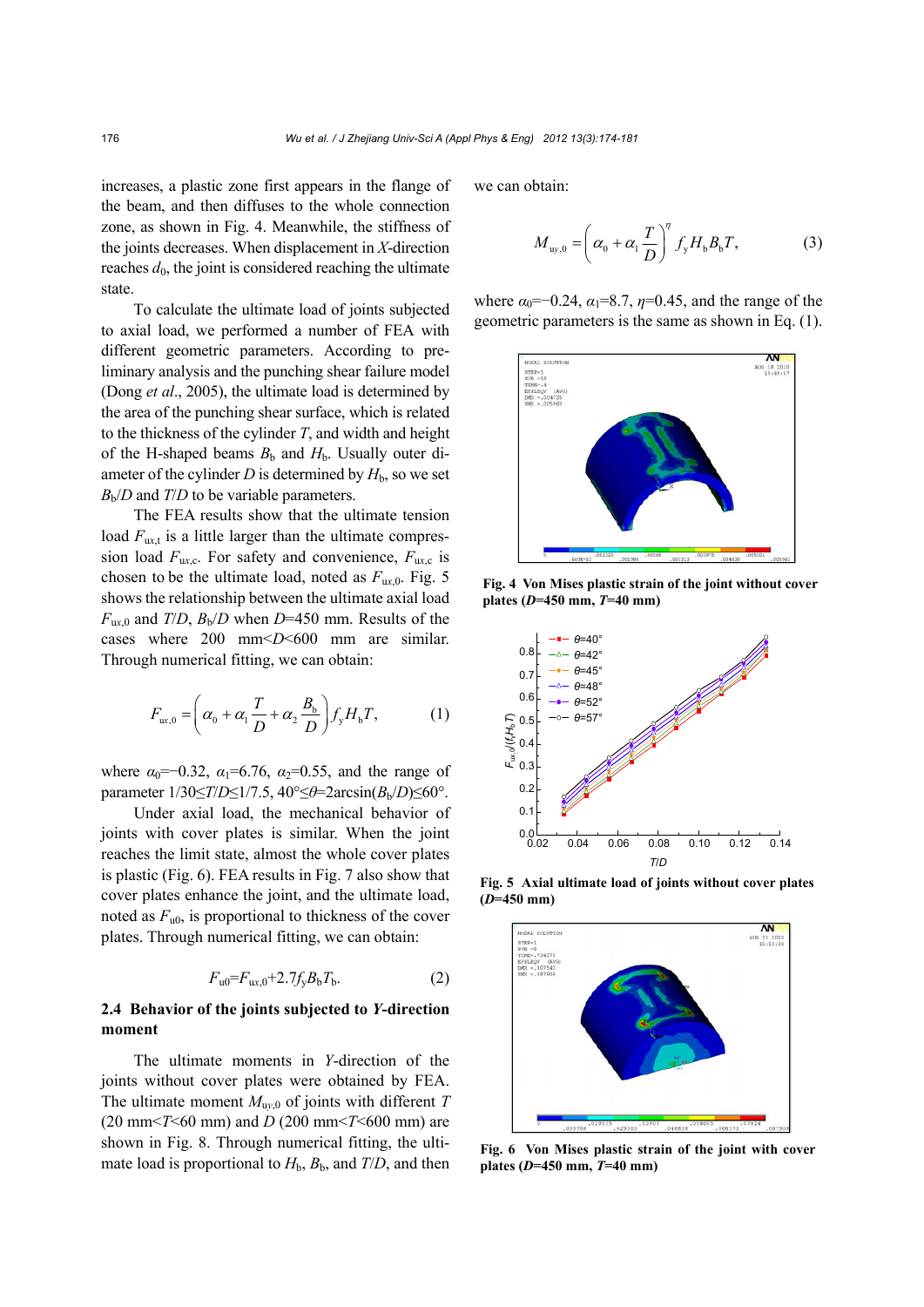increases, a plastic zone first appears in the flange of the beam, and then diffuses to the whole connection zone, as shown in Fig. 4. Meanwhile, the stiffness of the joints decreases. When displacement in $X$-direction reaches $d_0$, the joint is considered reaching the ultimate state.

To calculate the ultimate load of joints subjected to axial load, we performed a number of FEA with different geometric parameters. According to preliminary analysis and the punching shear failure model (Dong *et al*., 2005), the ultimate load is determined by the area of the punching shear surface, which is related to the thickness of the cylinder $T$, and width and height of the H-shaped beams $B_b$ and $H_b$. Usually outer diameter of the cylinder $D$ is determined by $H_b$, so we set $B_b/D$ and $T/D$ to be variable parameters.

The FEA results show that the ultimate tension load $F_{ux,t}$ is a little larger than the ultimate compression load $F_{ux,c}$. For safety and convenience, $F_{ux,c}$ is chosen to be the ultimate load, noted as $F_{ux,0}$. Fig. 5 shows the relationship between the ultimate axial load $F_{ux,0}$ and $T/D$, $B_b/D$ when $D$=450 mm. Results of the cases where 200 mm<$D$<600 mm are similar. Through numerical fitting, we can obtain:

$$F_{ux,0} = \left(\alpha_0 + \alpha_1 \frac{T}{D} + \alpha_2 \frac{B_b}{D}\right) f_y H_b T, \tag{1}$$

where $\alpha_0$=−0.32, $\alpha_1$=6.76, $\alpha_2$=0.55, and the range of parameter $1/30 \le T/D \le 1/7.5$, $40° \le \theta = 2\arcsin(B_b/D) \le 60°$.

Under axial load, the mechanical behavior of joints with cover plates is similar. When the joint reaches the limit state, almost the whole cover plates is plastic (Fig. 6). FEA results in Fig. 7 also show that cover plates enhance the joint, and the ultimate load, noted as $F_{u0}$, is proportional to thickness of the cover plates. Through numerical fitting, we can obtain:

$$F_{u0} = F_{ux,0} + 2.7 f_y B_b T_b. \tag{2}$$

## 2.4 Behavior of the joints subjected to $Y$-direction moment

The ultimate moments in $Y$-direction of the joints without cover plates were obtained by FEA. The ultimate moment $M_{uy,0}$ of joints with different $T$ (20 mm<$T$<60 mm) and $D$ (200 mm<$T$<600 mm) are shown in Fig. 8. Through numerical fitting, the ultimate load is proportional to $H_b$, $B_b$, and $T/D$, and then we can obtain:

$$M_{uy,0} = \left(\alpha_0 + \alpha_1 \frac{T}{D}\right)^{\eta} f_y H_b B_b T, \tag{3}$$

where $\alpha_0$=−0.24, $\alpha_1$=8.7, $\eta$=0.45, and the range of the geometric parameters is the same as shown in Eq. (1).

**Fig. 4 Von Mises plastic strain of the joint without cover plates ($D$=450 mm, $T$=40 mm)**

**Fig. 5 Axial ultimate load of joints without cover plates ($D$=450 mm)**

**Fig. 6 Von Mises plastic strain of the joint with cover plates ($D$=450 mm, $T$=40 mm)**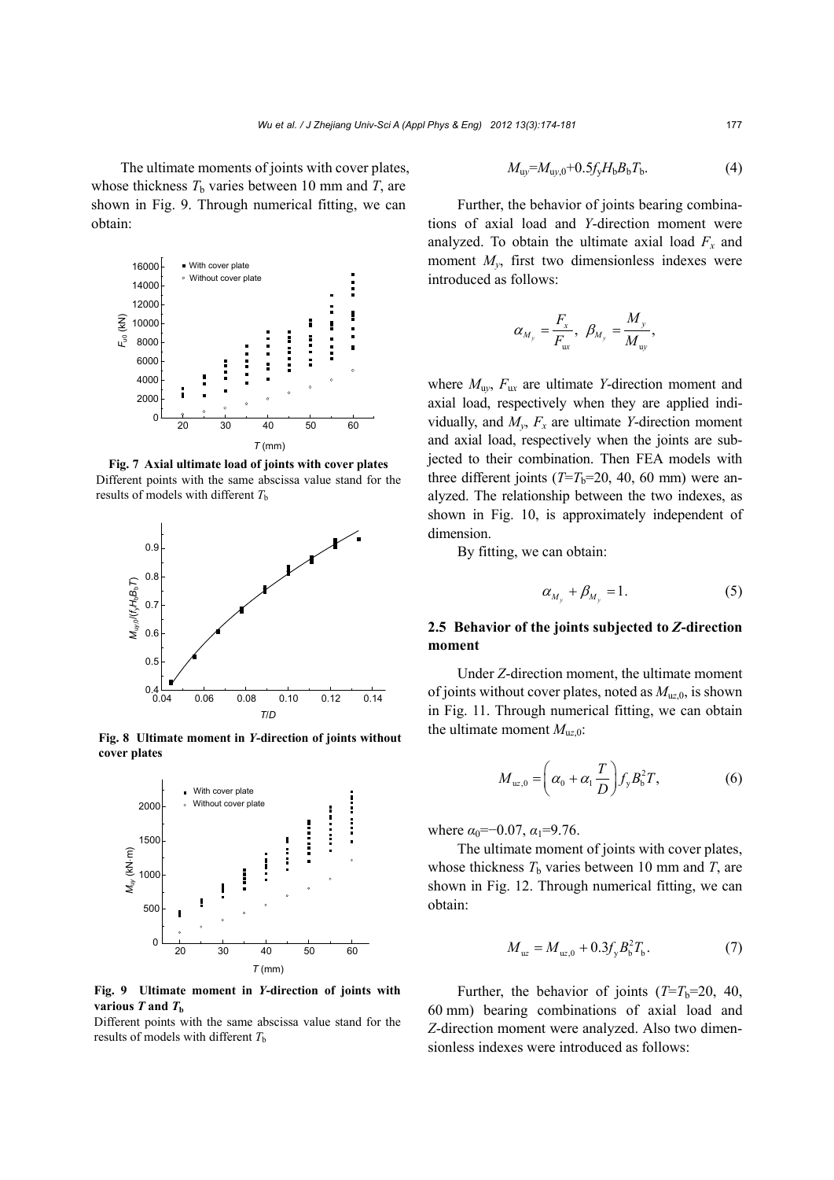The ultimate moments of joints with cover plates, whose thickness $T_b$ varies between 10 mm and $T$, are shown in Fig. 9. Through numerical fitting, we can obtain:

**Fig. 7 Axial ultimate load of joints with cover plates**
Different points with the same abscissa value stand for the results of models with different $T_b$

**Fig. 8 Ultimate moment in *Y*-direction of joints without cover plates**

**Fig. 9 Ultimate moment in *Y*-direction of joints with various *T* and $T_b$**
Different points with the same abscissa value stand for the results of models with different $T_b$

$$M_{uy}=M_{uy,0}+0.5f_yH_bB_bT_b. \tag{4}$$

Further, the behavior of joints bearing combinations of axial load and *Y*-direction moment were analyzed. To obtain the ultimate axial load $F_x$ and moment $M_y$, first two dimensionless indexes were introduced as follows:

$$\alpha_{M_y}=\frac{F_x}{F_{ux}},\ \beta_{M_y}=\frac{M_y}{M_{uy}},$$

where $M_{uy}$, $F_{ux}$ are ultimate *Y*-direction moment and axial load, respectively when they are applied individually, and $M_y$, $F_x$ are ultimate *Y*-direction moment and axial load, respectively when the joints are subjected to their combination. Then FEA models with three different joints ($T$=$T_b$=20, 40, 60 mm) were analyzed. The relationship between the two indexes, as shown in Fig. 10, is approximately independent of dimension.

By fitting, we can obtain:

$$\alpha_{M_y}+\beta_{M_y}=1. \tag{5}$$

### 2.5 Behavior of the joints subjected to *Z*-direction moment

Under *Z*-direction moment, the ultimate moment of joints without cover plates, noted as $M_{uz,0}$, is shown in Fig. 11. Through numerical fitting, we can obtain the ultimate moment $M_{uz,0}$:

$$M_{uz,0}=\left(\alpha_0+\alpha_1\frac{T}{D}\right)f_yB_b^2T, \tag{6}$$

where $\alpha_0$=−0.07, $\alpha_1$=9.76.

The ultimate moment of joints with cover plates, whose thickness $T_b$ varies between 10 mm and $T$, are shown in Fig. 12. Through numerical fitting, we can obtain:

$$M_{uz}=M_{uz,0}+0.3f_yB_b^2T_b. \tag{7}$$

Further, the behavior of joints ($T$=$T_b$=20, 40, 60 mm) bearing combinations of axial load and *Z*-direction moment were analyzed. Also two dimensionless indexes were introduced as follows: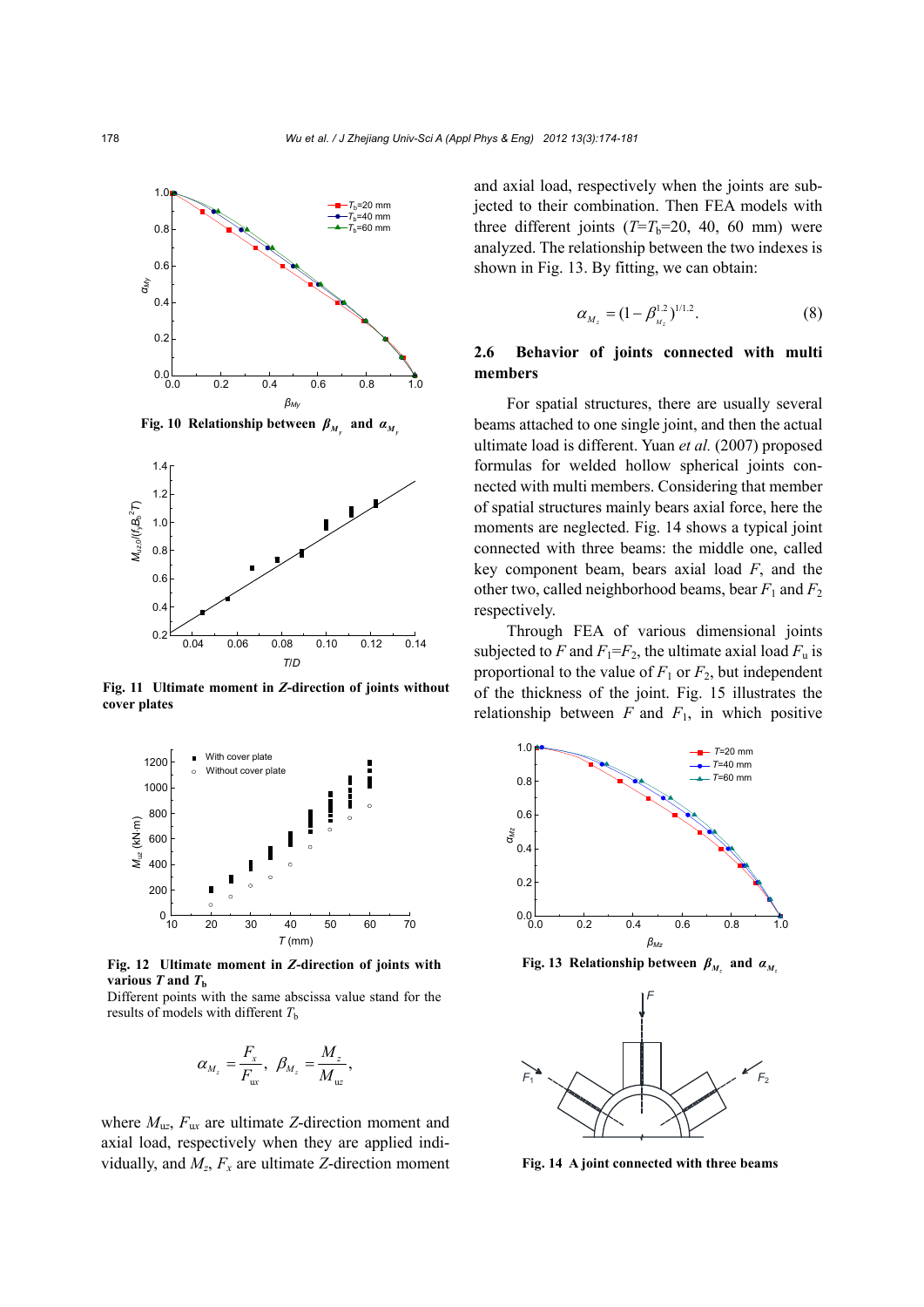Fig. 10 Relationship between $\beta_{M_y}$ and $\alpha_{M_y}$

Fig. 11 Ultimate moment in $Z$-direction of joints without cover plates

Fig. 12 Ultimate moment in $Z$-direction of joints with various $T$ and $T_b$

Different points with the same abscissa value stand for the results of models with different $T_b$

$$\alpha_{M_z} = \frac{F_x}{F_{ux}},\ \beta_{M_z} = \frac{M_z}{M_{uz}},$$

where $M_{uz}$, $F_{ux}$ are ultimate $Z$-direction moment and axial load, respectively when they are applied individually, and $M_z$, $F_x$ are ultimate $Z$-direction moment and axial load, respectively when the joints are subjected to their combination. Then FEA models with three different joints ($T=T_b=20$, 40, 60 mm) were analyzed. The relationship between the two indexes is shown in Fig. 13. By fitting, we can obtain:

$$\alpha_{M_z} = (1-\beta_{M_z}^{1.2})^{1/1.2}. \tag{8}$$

### 2.6 Behavior of joints connected with multi members

For spatial structures, there are usually several beams attached to one single joint, and then the actual ultimate load is different. Yuan *et al.* (2007) proposed formulas for welded hollow spherical joints connected with multi members. Considering that member of spatial structures mainly bears axial force, here the moments are neglected. Fig. 14 shows a typical joint connected with three beams: the middle one, called key component beam, bears axial load $F$, and the other two, called neighborhood beams, bear $F_1$ and $F_2$ respectively.

Through FEA of various dimensional joints subjected to $F$ and $F_1=F_2$, the ultimate axial load $F_u$ is proportional to the value of $F_1$ or $F_2$, but independent of the thickness of the joint. Fig. 15 illustrates the relationship between $F$ and $F_1$, in which positive

Fig. 13 Relationship between $\beta_{M_z}$ and $\alpha_{M_z}$

Fig. 14 A joint connected with three beams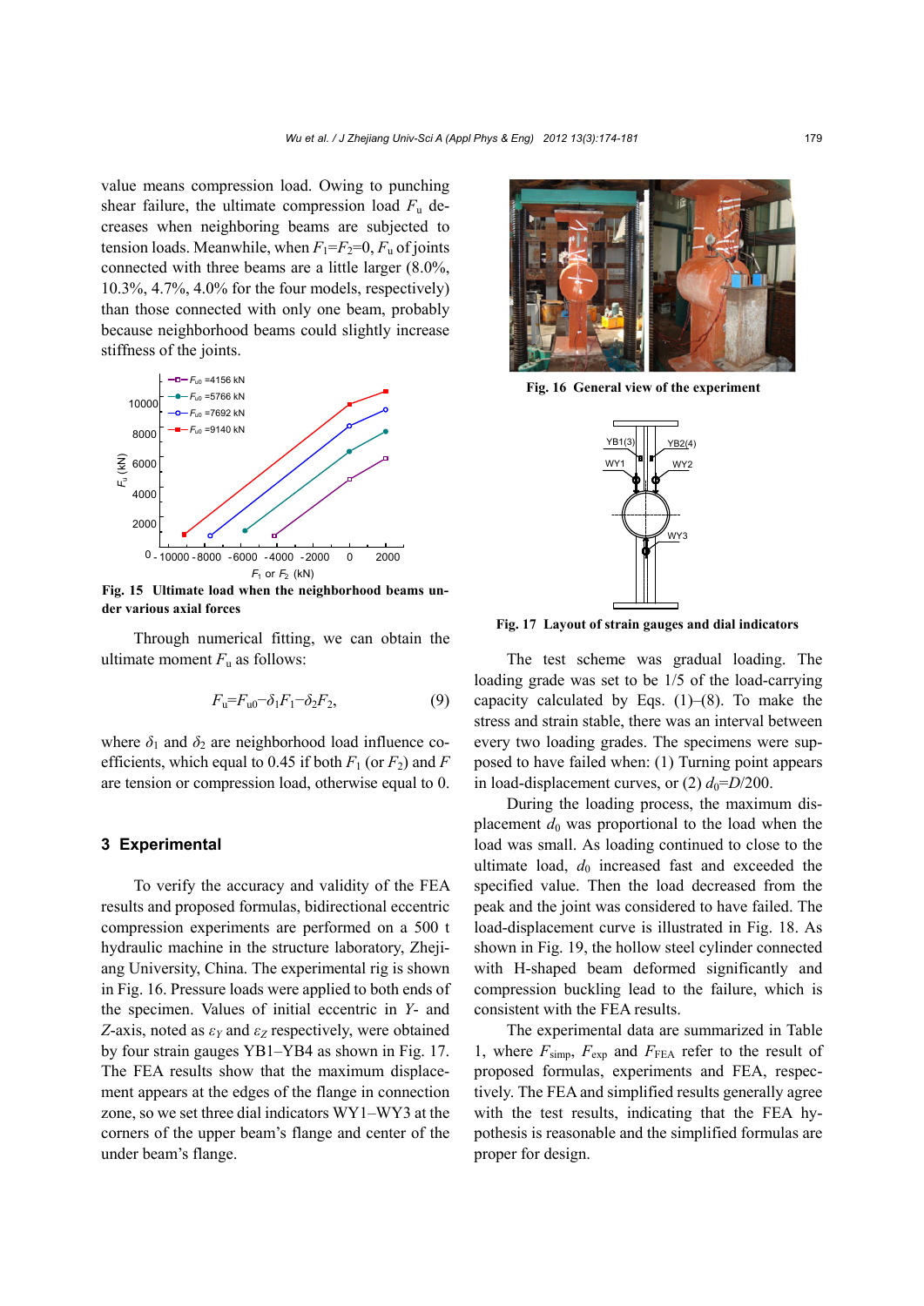value means compression load. Owing to punching shear failure, the ultimate compression load $F_u$ decreases when neighboring beams are subjected to tension loads. Meanwhile, when $F_1=F_2=0$, $F_u$ of joints connected with three beams are a little larger (8.0%, 10.3%, 4.7%, 4.0% for the four models, respectively) than those connected with only one beam, probably because neighborhood beams could slightly increase stiffness of the joints.

Fig. 15 Ultimate load when the neighborhood beams under various axial forces

Through numerical fitting, we can obtain the ultimate moment $F_u$ as follows:

$$F_u=F_{u0}-\delta_1 F_1-\delta_2 F_2, \tag{9}$$

where $\delta_1$ and $\delta_2$ are neighborhood load influence coefficients, which equal to 0.45 if both $F_1$ (or $F_2$) and $F$ are tension or compression load, otherwise equal to 0.

## 3 Experimental

To verify the accuracy and validity of the FEA results and proposed formulas, bidirectional eccentric compression experiments are performed on a 500 t hydraulic machine in the structure laboratory, Zhejiang University, China. The experimental rig is shown in Fig. 16. Pressure loads were applied to both ends of the specimen. Values of initial eccentric in $Y$- and $Z$-axis, noted as $\varepsilon_Y$ and $\varepsilon_Z$ respectively, were obtained by four strain gauges YB1–YB4 as shown in Fig. 17. The FEA results show that the maximum displacement appears at the edges of the flange in connection zone, so we set three dial indicators WY1–WY3 at the corners of the upper beam's flange and center of the under beam's flange.

Fig. 16 General view of the experiment

Fig. 17 Layout of strain gauges and dial indicators

The test scheme was gradual loading. The loading grade was set to be 1/5 of the load-carrying capacity calculated by Eqs. (1)–(8). To make the stress and strain stable, there was an interval between every two loading grades. The specimens were supposed to have failed when: (1) Turning point appears in load-displacement curves, or (2) $d_0=D/200$.

During the loading process, the maximum displacement $d_0$ was proportional to the load when the load was small. As loading continued to close to the ultimate load, $d_0$ increased fast and exceeded the specified value. Then the load decreased from the peak and the joint was considered to have failed. The load-displacement curve is illustrated in Fig. 18. As shown in Fig. 19, the hollow steel cylinder connected with H-shaped beam deformed significantly and compression buckling lead to the failure, which is consistent with the FEA results.

The experimental data are summarized in Table 1, where $F_{simp}$, $F_{exp}$ and $F_{FEA}$ refer to the result of proposed formulas, experiments and FEA, respectively. The FEA and simplified results generally agree with the test results, indicating that the FEA hypothesis is reasonable and the simplified formulas are proper for design.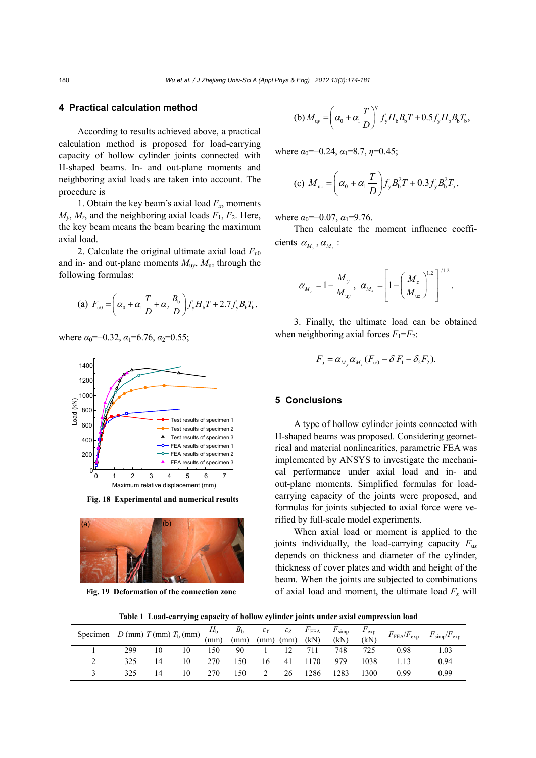## 4 Practical calculation method

According to results achieved above, a practical calculation method is proposed for load-carrying capacity of hollow cylinder joints connected with H-shaped beams. In- and out-plane moments and neighboring axial loads are taken into account. The procedure is

1. Obtain the key beam's axial load $F_x$, moments $M_y$, $M_z$, and the neighboring axial loads $F_1$, $F_2$. Here, the key beam means the beam bearing the maximum axial load.

2. Calculate the original ultimate axial load $F_{u0}$ and in- and out-plane moments $M_{uy}$, $M_{uz}$ through the following formulas:

$$\text{(a)}\ F_{u0} = \left(\alpha_0 + \alpha_1 \frac{T}{D} + \alpha_2 \frac{B_b}{D}\right) f_y H_b T + 2.7 f_y B_b T_b,$$

where $\alpha_0$=−0.32, $\alpha_1$=6.76, $\alpha_2$=0.55;

$$\text{(b)}\ M_{uy} = \left(\alpha_0 + \alpha_1 \frac{T}{D}\right)^{\eta} f_y H_b B_b T + 0.5 f_y H_b B_b T_b,$$

where $\alpha_0$=−0.24, $\alpha_1$=8.7, $\eta$=0.45;

$$\text{(c)}\ M_{uz} = \left(\alpha_0 + \alpha_1 \frac{T}{D}\right) f_y B_b^2 T + 0.3 f_y B_b^2 T_b,$$

where $\alpha_0$=−0.07, $\alpha_1$=9.76.

Then calculate the moment influence coefficients $\alpha_{M_y}$, $\alpha_{M_z}$:

$$\alpha_{M_y} = 1 - \frac{M_y}{M_{uy}},\quad \alpha_{M_z} = \left[1 - \left(\frac{M_z}{M_{uz}}\right)^{1.2}\right]^{1/1.2}.$$

3. Finally, the ultimate load can be obtained when neighboring axial forces $F_1$=$F_2$:

$$F_u = \alpha_{M_y}\alpha_{M_z}(F_{u0} - \delta_1 F_1 - \delta_2 F_2).$$

Fig. 18 Experimental and numerical results

Fig. 19 Deformation of the connection zone

## 5 Conclusions

A type of hollow cylinder joints connected with H-shaped beams was proposed. Considering geometrical and material nonlinearities, parametric FEA was implemented by ANSYS to investigate the mechanical performance under axial load and in- and out-plane moments. Simplified formulas for load-carrying capacity of the joints were proposed, and formulas for joints subjected to axial force were verified by full-scale model experiments.

When axial load or moment is applied to the joints individually, the load-carrying capacity $F_{ux}$ depends on thickness and diameter of the cylinder, thickness of cover plates and width and height of the beam. When the joints are subjected to combinations of axial load and moment, the ultimate load $F_x$ will

**Table 1 Load-carrying capacity of hollow cylinder joints under axial compression load**

| Specimen | $D$ (mm) | $T$ (mm) | $T_b$ (mm) | $H_b$ (mm) | $B_b$ (mm) | $\varepsilon_Y$ (mm) | $\varepsilon_Z$ (mm) | $F_{FEA}$ (kN) | $F_{simp}$ (kN) | $F_{exp}$ (kN) | $F_{FEA}/F_{exp}$ | $F_{simp}/F_{exp}$ |
|---|---|---|---|---|---|---|---|---|---|---|---|---|
| 1 | 299 | 10 | 10 | 150 | 90 | 1 | 12 | 711 | 748 | 725 | 0.98 | 1.03 |
| 2 | 325 | 14 | 10 | 270 | 150 | 16 | 41 | 1170 | 979 | 1038 | 1.13 | 0.94 |
| 3 | 325 | 14 | 10 | 270 | 150 | 2 | 26 | 1286 | 1283 | 1300 | 0.99 | 0.99 |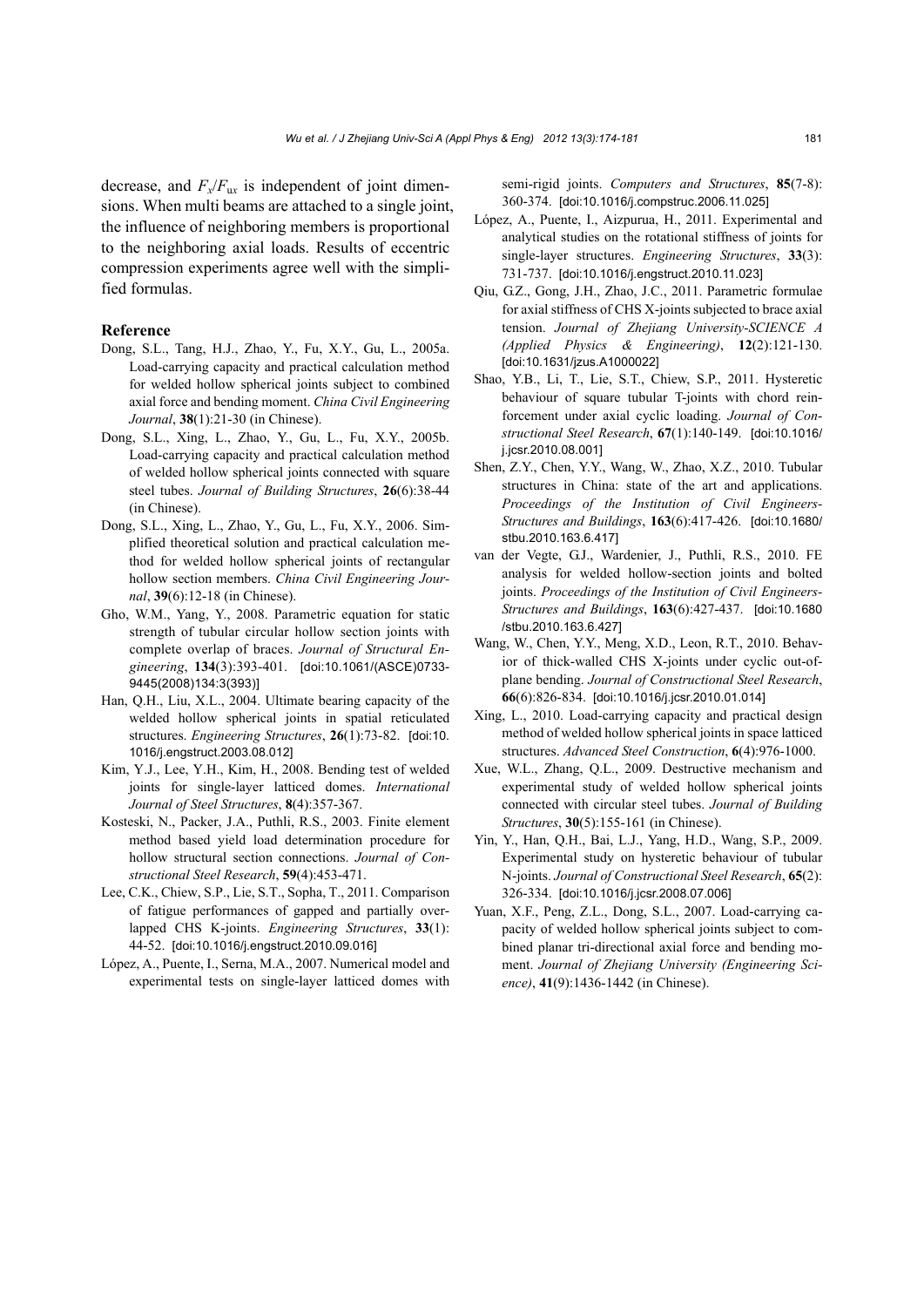decrease, and $F_x/F_{ux}$ is independent of joint dimensions. When multi beams are attached to a single joint, the influence of neighboring members is proportional to the neighboring axial loads. Results of eccentric compression experiments agree well with the simplified formulas.

## Reference

Dong, S.L., Tang, H.J., Zhao, Y., Fu, X.Y., Gu, L., 2005a. Load-carrying capacity and practical calculation method for welded hollow spherical joints subject to combined axial force and bending moment. *China Civil Engineering Journal*, **38**(1):21-30 (in Chinese).

Dong, S.L., Xing, L., Zhao, Y., Gu, L., Fu, X.Y., 2005b. Load-carrying capacity and practical calculation method of welded hollow spherical joints connected with square steel tubes. *Journal of Building Structures*, **26**(6):38-44 (in Chinese).

Dong, S.L., Xing, L., Zhao, Y., Gu, L., Fu, X.Y., 2006. Simplified theoretical solution and practical calculation method for welded hollow spherical joints of rectangular hollow section members. *China Civil Engineering Journal*, **39**(6):12-18 (in Chinese).

Gho, W.M., Yang, Y., 2008. Parametric equation for static strength of tubular circular hollow section joints with complete overlap of braces. *Journal of Structural Engineering*, **134**(3):393-401. [doi:10.1061/(ASCE)0733-9445(2008)134:3(393)]

Han, Q.H., Liu, X.L., 2004. Ultimate bearing capacity of the welded hollow spherical joints in spatial reticulated structures. *Engineering Structures*, **26**(1):73-82. [doi:10.1016/j.engstruct.2003.08.012]

Kim, Y.J., Lee, Y.H., Kim, H., 2008. Bending test of welded joints for single-layer latticed domes. *International Journal of Steel Structures*, **8**(4):357-367.

Kosteski, N., Packer, J.A., Puthli, R.S., 2003. Finite element method based yield load determination procedure for hollow structural section connections. *Journal of Constructional Steel Research*, **59**(4):453-471.

Lee, C.K., Chiew, S.P., Lie, S.T., Sopha, T., 2011. Comparison of fatigue performances of gapped and partially overlapped CHS K-joints. *Engineering Structures*, **33**(1):44-52. [doi:10.1016/j.engstruct.2010.09.016]

López, A., Puente, I., Serna, M.A., 2007. Numerical model and experimental tests on single-layer latticed domes with semi-rigid joints. *Computers and Structures*, **85**(7-8):360-374. [doi:10.1016/j.compstruc.2006.11.025]

López, A., Puente, I., Aizpurua, H., 2011. Experimental and analytical studies on the rotational stiffness of joints for single-layer structures. *Engineering Structures*, **33**(3):731-737. [doi:10.1016/j.engstruct.2010.11.023]

Qiu, G.Z., Gong, J.H., Zhao, J.C., 2011. Parametric formulae for axial stiffness of CHS X-joints subjected to brace axial tension. *Journal of Zhejiang University-SCIENCE A (Applied Physics & Engineering)*, **12**(2):121-130. [doi:10.1631/jzus.A1000022]

Shao, Y.B., Li, T., Lie, S.T., Chiew, S.P., 2011. Hysteretic behaviour of square tubular T-joints with chord reinforcement under axial cyclic loading. *Journal of Constructional Steel Research*, **67**(1):140-149. [doi:10.1016/j.jcsr.2010.08.001]

Shen, Z.Y., Chen, Y.Y., Wang, W., Zhao, X.Z., 2010. Tubular structures in China: state of the art and applications. *Proceedings of the Institution of Civil Engineers-Structures and Buildings*, **163**(6):417-426. [doi:10.1680/stbu.2010.163.6.417]

van der Vegte, G.J., Wardenier, J., Puthli, R.S., 2010. FE analysis for welded hollow-section joints and bolted joints. *Proceedings of the Institution of Civil Engineers-Structures and Buildings*, **163**(6):427-437. [doi:10.1680/stbu.2010.163.6.427]

Wang, W., Chen, Y.Y., Meng, X.D., Leon, R.T., 2010. Behavior of thick-walled CHS X-joints under cyclic out-of-plane bending. *Journal of Constructional Steel Research*, **66**(6):826-834. [doi:10.1016/j.jcsr.2010.01.014]

Xing, L., 2010. Load-carrying capacity and practical design method of welded hollow spherical joints in space latticed structures. *Advanced Steel Construction*, **6**(4):976-1000.

Xue, W.L., Zhang, Q.L., 2009. Destructive mechanism and experimental study of welded hollow spherical joints connected with circular steel tubes. *Journal of Building Structures*, **30**(5):155-161 (in Chinese).

Yin, Y., Han, Q.H., Bai, L.J., Yang, H.D., Wang, S.P., 2009. Experimental study on hysteretic behaviour of tubular N-joints. *Journal of Constructional Steel Research*, **65**(2):326-334. [doi:10.1016/j.jcsr.2008.07.006]

Yuan, X.F., Peng, Z.L., Dong, S.L., 2007. Load-carrying capacity of welded hollow spherical joints subject to combined planar tri-directional axial force and bending moment. *Journal of Zhejiang University (Engineering Science)*, **41**(9):1436-1442 (in Chinese).